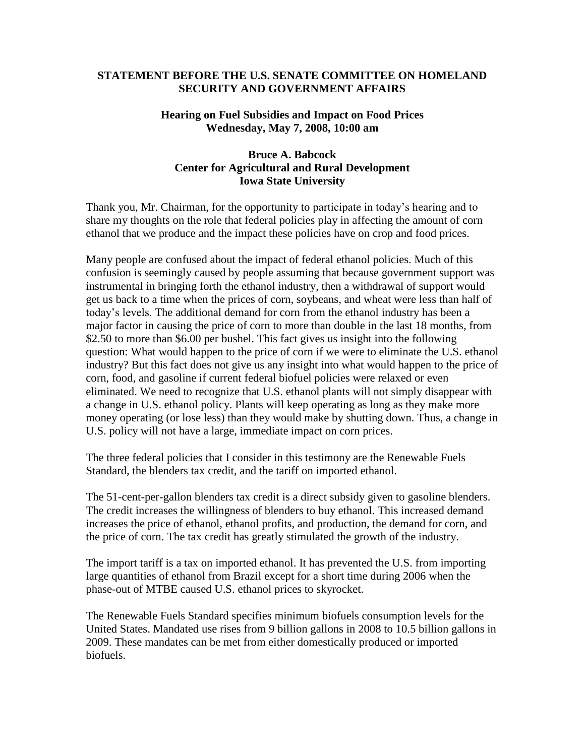## STATEMENT BEFORE THE U.S. SENATE COMMITTEE ON HOMELAND SECURITY AND GOVERNMENT AFFAIRS

### Hearing on Fuel Subsidies and Impact on Food Prices
### Wednesday, May 7, 2008, 10:00 am

**Bruce A. Babcock**
**Center for Agricultural and Rural Development**
**Iowa State University**

Thank you, Mr. Chairman, for the opportunity to participate in today's hearing and to share my thoughts on the role that federal policies play in affecting the amount of corn ethanol that we produce and the impact these policies have on crop and food prices.

Many people are confused about the impact of federal ethanol policies. Much of this confusion is seemingly caused by people assuming that because government support was instrumental in bringing forth the ethanol industry, then a withdrawal of support would get us back to a time when the prices of corn, soybeans, and wheat were less than half of today's levels. The additional demand for corn from the ethanol industry has been a major factor in causing the price of corn to more than double in the last 18 months, from $2.50 to more than $6.00 per bushel. This fact gives us insight into the following question: What would happen to the price of corn if we were to eliminate the U.S. ethanol industry? But this fact does not give us any insight into what would happen to the price of corn, food, and gasoline if current federal biofuel policies were relaxed or even eliminated. We need to recognize that U.S. ethanol plants will not simply disappear with a change in U.S. ethanol policy. Plants will keep operating as long as they make more money operating (or lose less) than they would make by shutting down. Thus, a change in U.S. policy will not have a large, immediate impact on corn prices.

The three federal policies that I consider in this testimony are the Renewable Fuels Standard, the blenders tax credit, and the tariff on imported ethanol.

The 51-cent-per-gallon blenders tax credit is a direct subsidy given to gasoline blenders. The credit increases the willingness of blenders to buy ethanol. This increased demand increases the price of ethanol, ethanol profits, and production, the demand for corn, and the price of corn. The tax credit has greatly stimulated the growth of the industry.

The import tariff is a tax on imported ethanol. It has prevented the U.S. from importing large quantities of ethanol from Brazil except for a short time during 2006 when the phase-out of MTBE caused U.S. ethanol prices to skyrocket.

The Renewable Fuels Standard specifies minimum biofuels consumption levels for the United States. Mandated use rises from 9 billion gallons in 2008 to 10.5 billion gallons in 2009. These mandates can be met from either domestically produced or imported biofuels.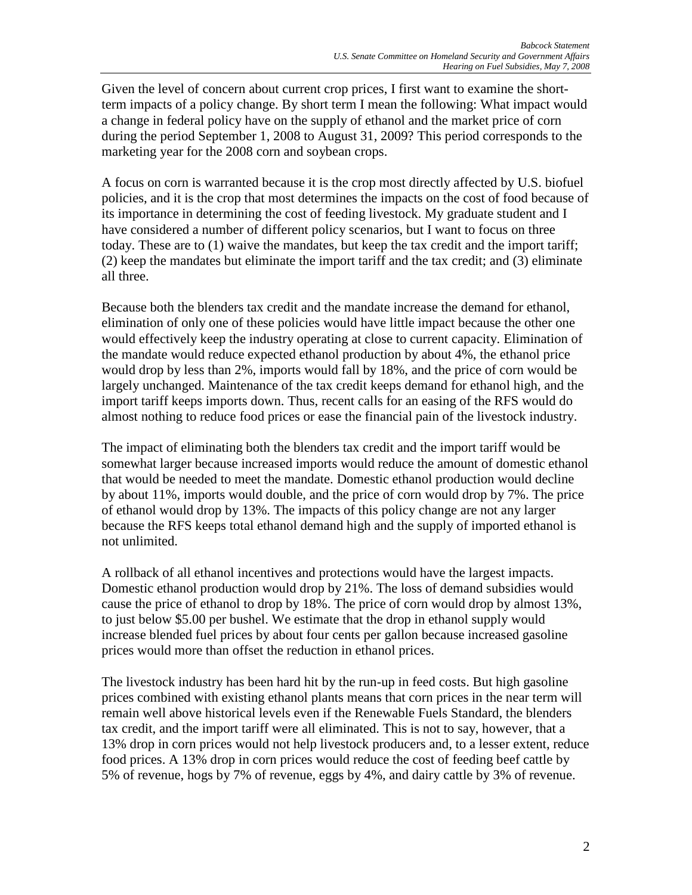Given the level of concern about current crop prices, I first want to examine the short-term impacts of a policy change. By short term I mean the following: What impact would a change in federal policy have on the supply of ethanol and the market price of corn during the period September 1, 2008 to August 31, 2009? This period corresponds to the marketing year for the 2008 corn and soybean crops.

A focus on corn is warranted because it is the crop most directly affected by U.S. biofuel policies, and it is the crop that most determines the impacts on the cost of food because of its importance in determining the cost of feeding livestock. My graduate student and I have considered a number of different policy scenarios, but I want to focus on three today. These are to (1) waive the mandates, but keep the tax credit and the import tariff; (2) keep the mandates but eliminate the import tariff and the tax credit; and (3) eliminate all three.

Because both the blenders tax credit and the mandate increase the demand for ethanol, elimination of only one of these policies would have little impact because the other one would effectively keep the industry operating at close to current capacity. Elimination of the mandate would reduce expected ethanol production by about 4%, the ethanol price would drop by less than 2%, imports would fall by 18%, and the price of corn would be largely unchanged. Maintenance of the tax credit keeps demand for ethanol high, and the import tariff keeps imports down. Thus, recent calls for an easing of the RFS would do almost nothing to reduce food prices or ease the financial pain of the livestock industry.

The impact of eliminating both the blenders tax credit and the import tariff would be somewhat larger because increased imports would reduce the amount of domestic ethanol that would be needed to meet the mandate. Domestic ethanol production would decline by about 11%, imports would double, and the price of corn would drop by 7%. The price of ethanol would drop by 13%. The impacts of this policy change are not any larger because the RFS keeps total ethanol demand high and the supply of imported ethanol is not unlimited.

A rollback of all ethanol incentives and protections would have the largest impacts. Domestic ethanol production would drop by 21%. The loss of demand subsidies would cause the price of ethanol to drop by 18%. The price of corn would drop by almost 13%, to just below $5.00 per bushel. We estimate that the drop in ethanol supply would increase blended fuel prices by about four cents per gallon because increased gasoline prices would more than offset the reduction in ethanol prices.

The livestock industry has been hard hit by the run-up in feed costs. But high gasoline prices combined with existing ethanol plants means that corn prices in the near term will remain well above historical levels even if the Renewable Fuels Standard, the blenders tax credit, and the import tariff were all eliminated. This is not to say, however, that a 13% drop in corn prices would not help livestock producers and, to a lesser extent, reduce food prices. A 13% drop in corn prices would reduce the cost of feeding beef cattle by 5% of revenue, hogs by 7% of revenue, eggs by 4%, and dairy cattle by 3% of revenue.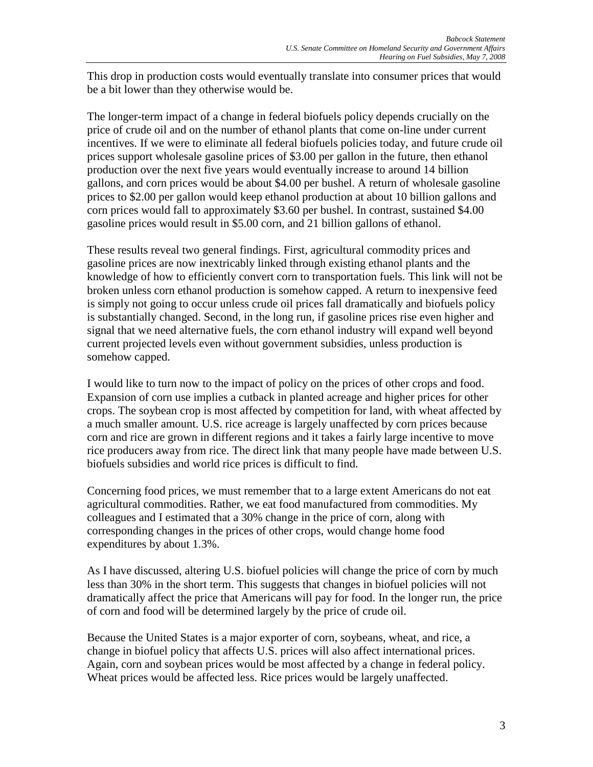This drop in production costs would eventually translate into consumer prices that would be a bit lower than they otherwise would be.

The longer-term impact of a change in federal biofuels policy depends crucially on the price of crude oil and on the number of ethanol plants that come on-line under current incentives. If we were to eliminate all federal biofuels policies today, and future crude oil prices support wholesale gasoline prices of $3.00 per gallon in the future, then ethanol production over the next five years would eventually increase to around 14 billion gallons, and corn prices would be about $4.00 per bushel. A return of wholesale gasoline prices to $2.00 per gallon would keep ethanol production at about 10 billion gallons and corn prices would fall to approximately $3.60 per bushel. In contrast, sustained $4.00 gasoline prices would result in $5.00 corn, and 21 billion gallons of ethanol.

These results reveal two general findings. First, agricultural commodity prices and gasoline prices are now inextricably linked through existing ethanol plants and the knowledge of how to efficiently convert corn to transportation fuels. This link will not be broken unless corn ethanol production is somehow capped. A return to inexpensive feed is simply not going to occur unless crude oil prices fall dramatically and biofuels policy is substantially changed. Second, in the long run, if gasoline prices rise even higher and signal that we need alternative fuels, the corn ethanol industry will expand well beyond current projected levels even without government subsidies, unless production is somehow capped.

I would like to turn now to the impact of policy on the prices of other crops and food. Expansion of corn use implies a cutback in planted acreage and higher prices for other crops. The soybean crop is most affected by competition for land, with wheat affected by a much smaller amount. U.S. rice acreage is largely unaffected by corn prices because corn and rice are grown in different regions and it takes a fairly large incentive to move rice producers away from rice. The direct link that many people have made between U.S. biofuels subsidies and world rice prices is difficult to find.

Concerning food prices, we must remember that to a large extent Americans do not eat agricultural commodities. Rather, we eat food manufactured from commodities. My colleagues and I estimated that a 30% change in the price of corn, along with corresponding changes in the prices of other crops, would change home food expenditures by about 1.3%.

As I have discussed, altering U.S. biofuel policies will change the price of corn by much less than 30% in the short term. This suggests that changes in biofuel policies will not dramatically affect the price that Americans will pay for food. In the longer run, the price of corn and food will be determined largely by the price of crude oil.

Because the United States is a major exporter of corn, soybeans, wheat, and rice, a change in biofuel policy that affects U.S. prices will also affect international prices. Again, corn and soybean prices would be most affected by a change in federal policy. Wheat prices would be affected less. Rice prices would be largely unaffected.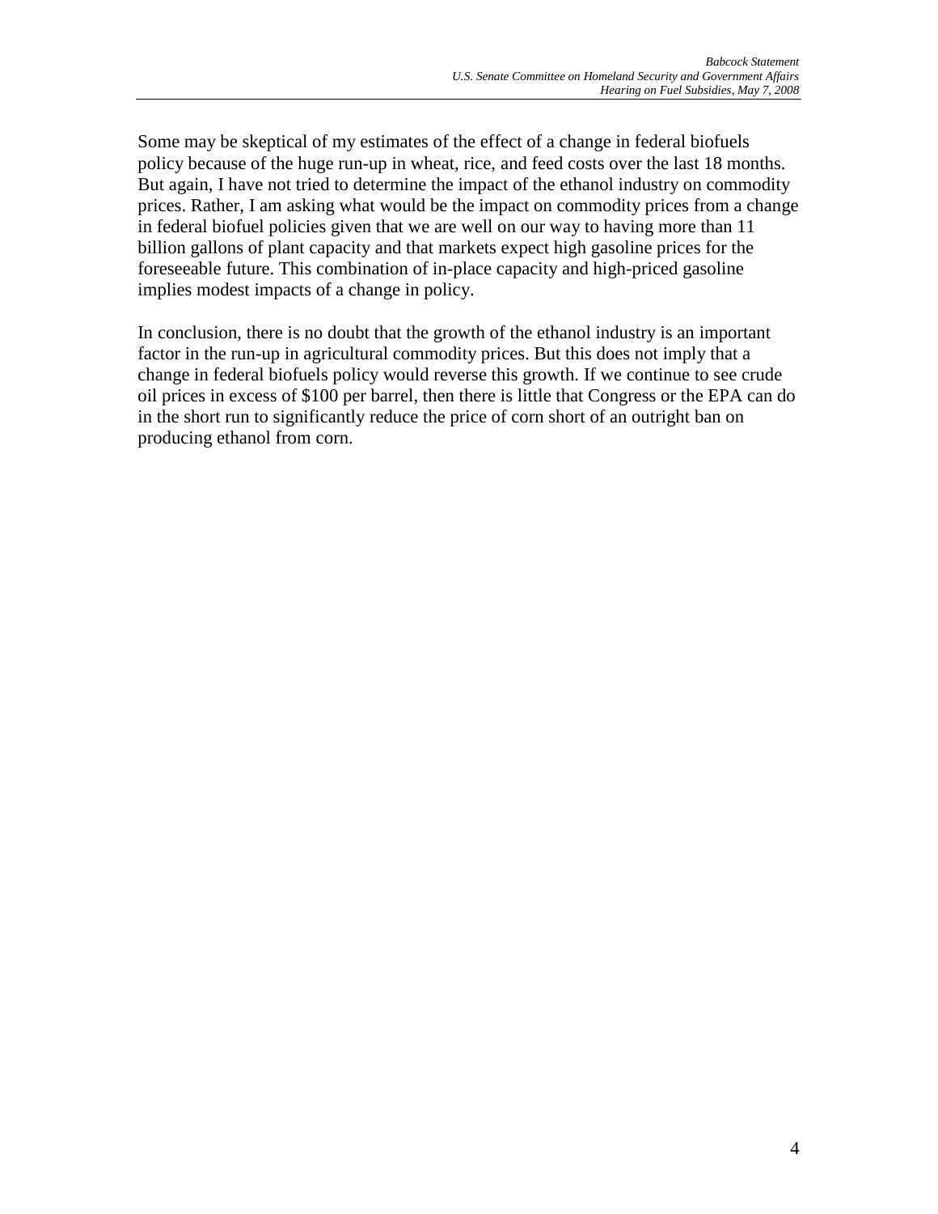Some may be skeptical of my estimates of the effect of a change in federal biofuels policy because of the huge run-up in wheat, rice, and feed costs over the last 18 months. But again, I have not tried to determine the impact of the ethanol industry on commodity prices. Rather, I am asking what would be the impact on commodity prices from a change in federal biofuel policies given that we are well on our way to having more than 11 billion gallons of plant capacity and that markets expect high gasoline prices for the foreseeable future. This combination of in-place capacity and high-priced gasoline implies modest impacts of a change in policy.

In conclusion, there is no doubt that the growth of the ethanol industry is an important factor in the run-up in agricultural commodity prices. But this does not imply that a change in federal biofuels policy would reverse this growth. If we continue to see crude oil prices in excess of $100 per barrel, then there is little that Congress or the EPA can do in the short run to significantly reduce the price of corn short of an outright ban on producing ethanol from corn.